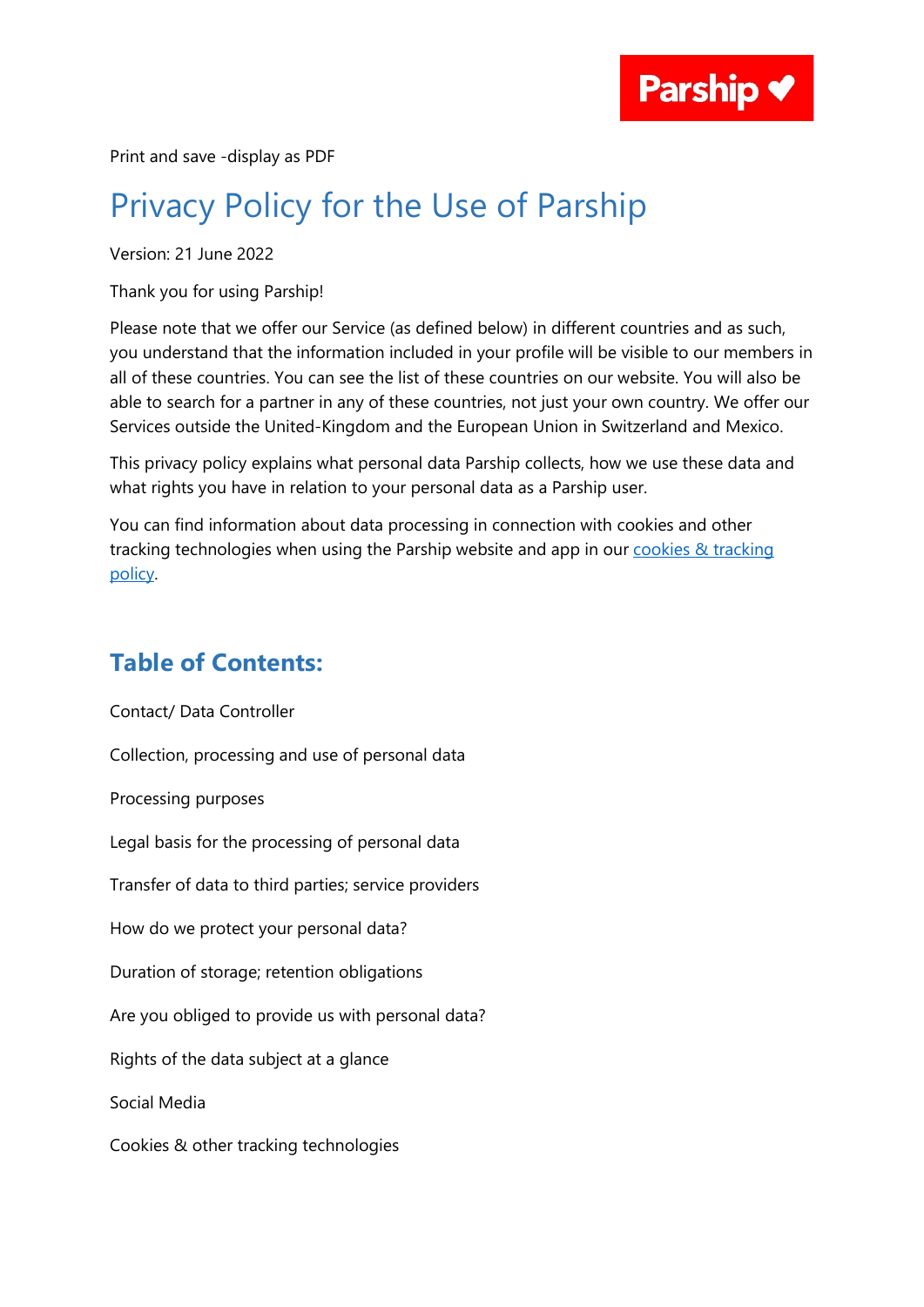Print and save -display as PDF

# Privacy Policy for the Use of Parship

Version: 21 June 2022

Thank you for using Parship!

Please note that we offer our Service (as defined below) in different countries and as such, you understand that the information included in your profile will be visible to our members in all of these countries. You can see the list of these countries on our website. You will also be able to search for a partner in any of these countries, not just your own country. We offer our Services outside the United-Kingdom and the European Union in Switzerland and Mexico.

This privacy policy explains what personal data Parship collects, how we use these data and what rights you have in relation to your personal data as a Parship user.

You can find information about data processing in connection with cookies and other tracking technologies when using the Parship website and app in our [cookies & tracking policy](#).

## Table of Contents:

Contact/ Data Controller

Collection, processing and use of personal data

Processing purposes

Legal basis for the processing of personal data

Transfer of data to third parties; service providers

How do we protect your personal data?

Duration of storage; retention obligations

Are you obliged to provide us with personal data?

Rights of the data subject at a glance

Social Media

Cookies & other tracking technologies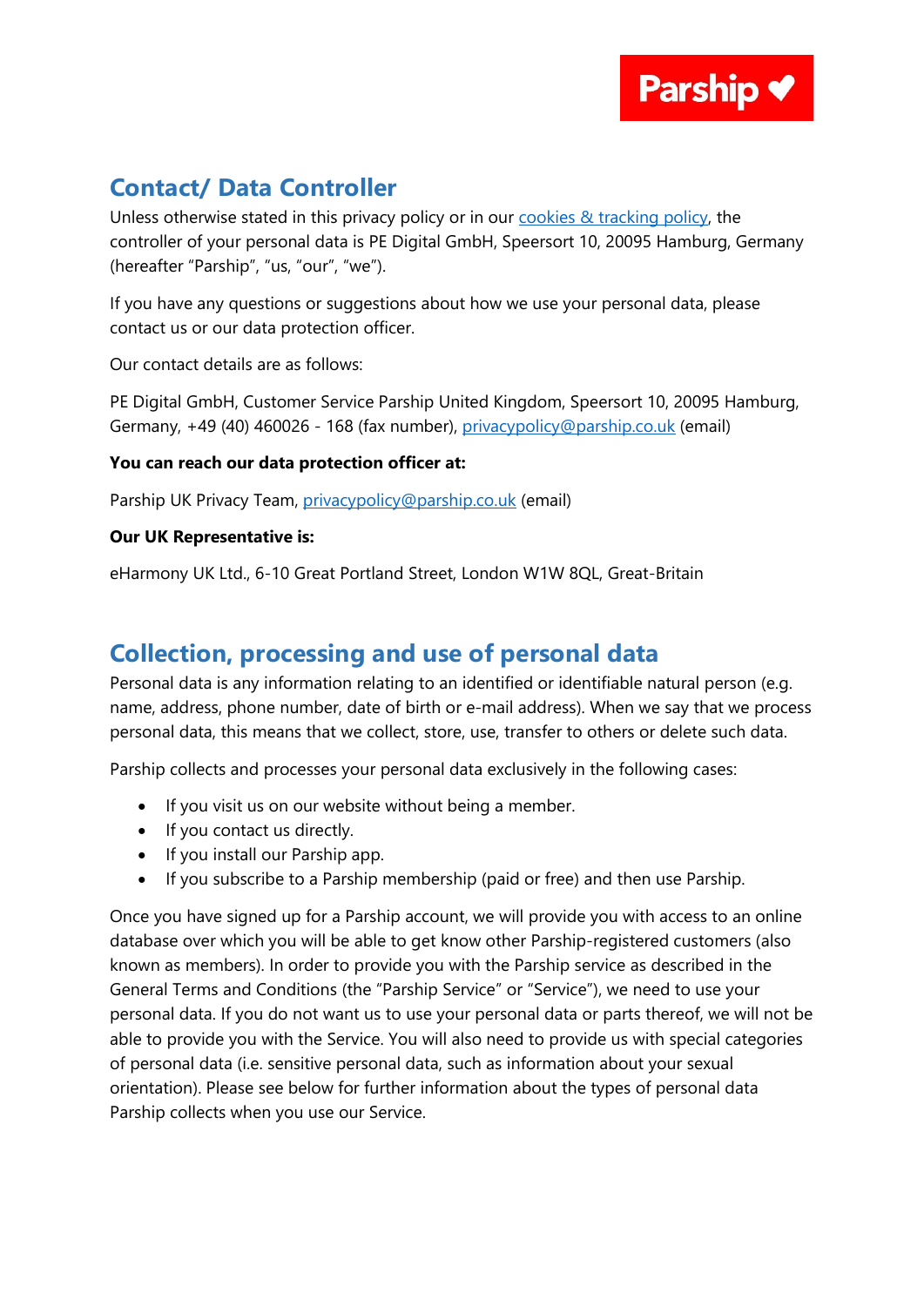## Contact/ Data Controller

Unless otherwise stated in this privacy policy or in our [cookies & tracking policy](), the controller of your personal data is PE Digital GmbH, Speersort 10, 20095 Hamburg, Germany (hereafter "Parship", "us, "our", "we").

If you have any questions or suggestions about how we use your personal data, please contact us or our data protection officer.

Our contact details are as follows:

PE Digital GmbH, Customer Service Parship United Kingdom, Speersort 10, 20095 Hamburg, Germany, +49 (40) 460026 - 168 (fax number), privacypolicy@parship.co.uk (email)

**You can reach our data protection officer at:**

Parship UK Privacy Team, privacypolicy@parship.co.uk (email)

**Our UK Representative is:**

eHarmony UK Ltd., 6-10 Great Portland Street, London W1W 8QL, Great-Britain

## Collection, processing and use of personal data

Personal data is any information relating to an identified or identifiable natural person (e.g. name, address, phone number, date of birth or e-mail address). When we say that we process personal data, this means that we collect, store, use, transfer to others or delete such data.

Parship collects and processes your personal data exclusively in the following cases:

- If you visit us on our website without being a member.
- If you contact us directly.
- If you install our Parship app.
- If you subscribe to a Parship membership (paid or free) and then use Parship.

Once you have signed up for a Parship account, we will provide you with access to an online database over which you will be able to get know other Parship-registered customers (also known as members). In order to provide you with the Parship service as described in the General Terms and Conditions (the "Parship Service" or "Service"), we need to use your personal data. If you do not want us to use your personal data or parts thereof, we will not be able to provide you with the Service. You will also need to provide us with special categories of personal data (i.e. sensitive personal data, such as information about your sexual orientation). Please see below for further information about the types of personal data Parship collects when you use our Service.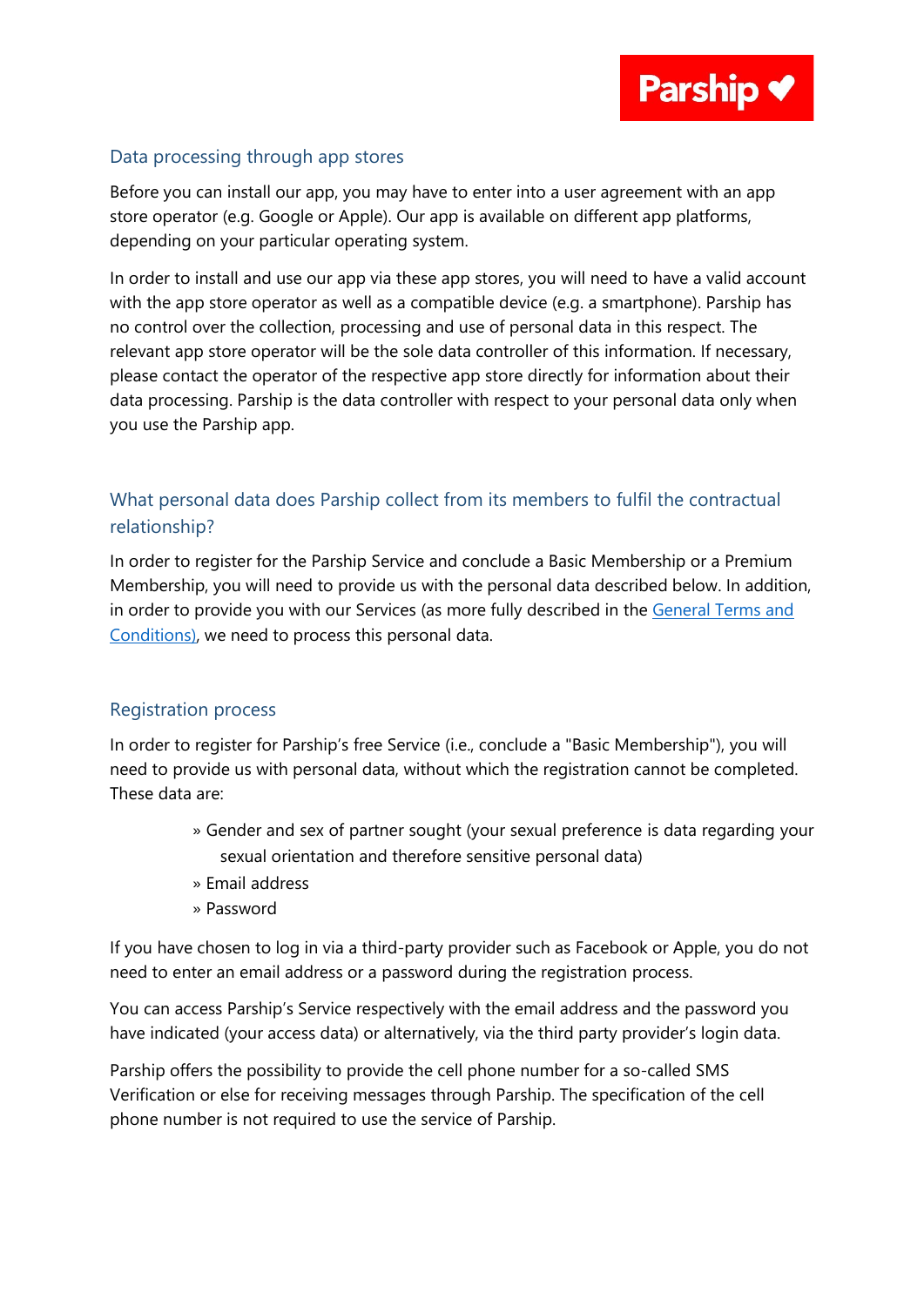## Data processing through app stores

Before you can install our app, you may have to enter into a user agreement with an app store operator (e.g. Google or Apple). Our app is available on different app platforms, depending on your particular operating system.

In order to install and use our app via these app stores, you will need to have a valid account with the app store operator as well as a compatible device (e.g. a smartphone). Parship has no control over the collection, processing and use of personal data in this respect. The relevant app store operator will be the sole data controller of this information. If necessary, please contact the operator of the respective app store directly for information about their data processing. Parship is the data controller with respect to your personal data only when you use the Parship app.

## What personal data does Parship collect from its members to fulfil the contractual relationship?

In order to register for the Parship Service and conclude a Basic Membership or a Premium Membership, you will need to provide us with the personal data described below. In addition, in order to provide you with our Services (as more fully described in the General Terms and Conditions), we need to process this personal data.

## Registration process

In order to register for Parship's free Service (i.e., conclude a "Basic Membership"), you will need to provide us with personal data, without which the registration cannot be completed. These data are:

- Gender and sex of partner sought (your sexual preference is data regarding your sexual orientation and therefore sensitive personal data)
- Email address
- Password

If you have chosen to log in via a third-party provider such as Facebook or Apple, you do not need to enter an email address or a password during the registration process.

You can access Parship's Service respectively with the email address and the password you have indicated (your access data) or alternatively, via the third party provider's login data.

Parship offers the possibility to provide the cell phone number for a so-called SMS Verification or else for receiving messages through Parship. The specification of the cell phone number is not required to use the service of Parship.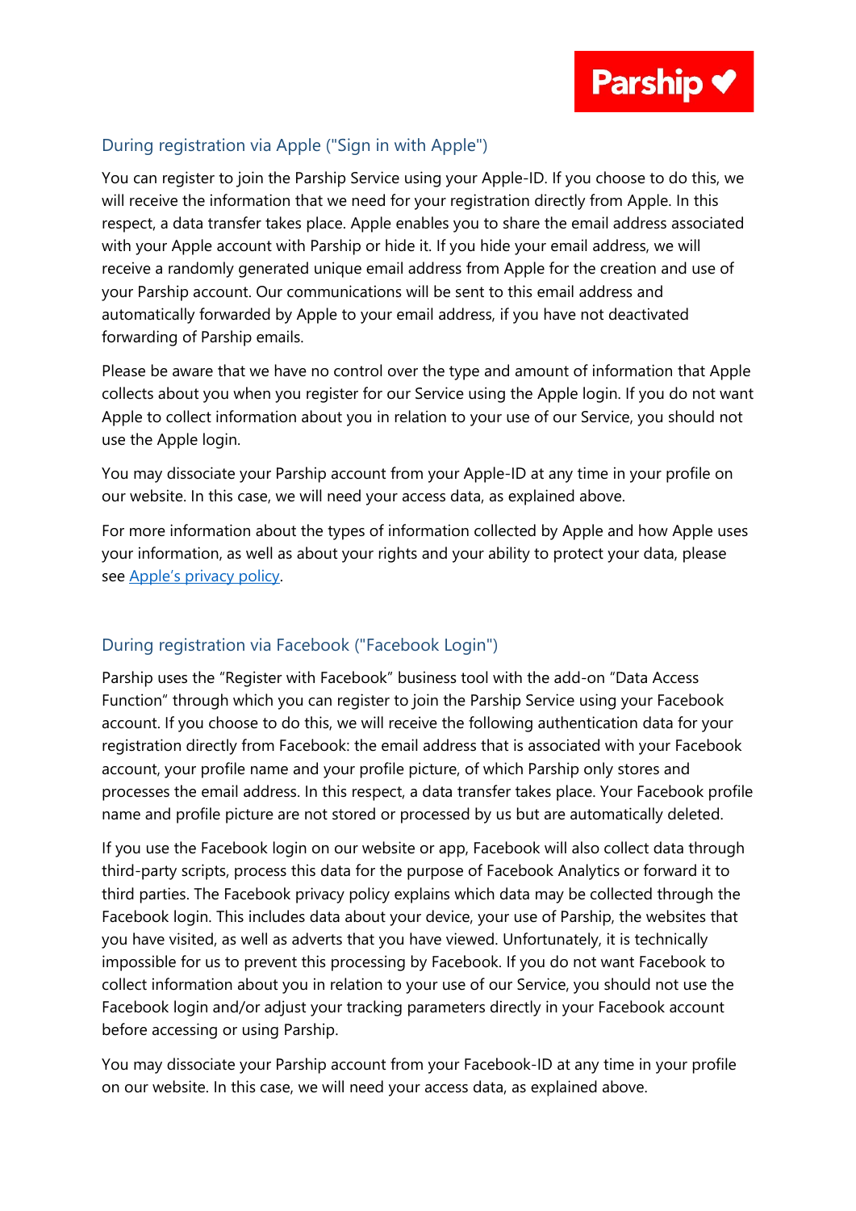### During registration via Apple ("Sign in with Apple")

You can register to join the Parship Service using your Apple-ID. If you choose to do this, we will receive the information that we need for your registration directly from Apple. In this respect, a data transfer takes place. Apple enables you to share the email address associated with your Apple account with Parship or hide it. If you hide your email address, we will receive a randomly generated unique email address from Apple for the creation and use of your Parship account. Our communications will be sent to this email address and automatically forwarded by Apple to your email address, if you have not deactivated forwarding of Parship emails.

Please be aware that we have no control over the type and amount of information that Apple collects about you when you register for our Service using the Apple login. If you do not want Apple to collect information about you in relation to your use of our Service, you should not use the Apple login.

You may dissociate your Parship account from your Apple-ID at any time in your profile on our website. In this case, we will need your access data, as explained above.

For more information about the types of information collected by Apple and how Apple uses your information, as well as about your rights and your ability to protect your data, please see Apple's privacy policy.

### During registration via Facebook ("Facebook Login")

Parship uses the "Register with Facebook" business tool with the add-on "Data Access Function" through which you can register to join the Parship Service using your Facebook account. If you choose to do this, we will receive the following authentication data for your registration directly from Facebook: the email address that is associated with your Facebook account, your profile name and your profile picture, of which Parship only stores and processes the email address. In this respect, a data transfer takes place. Your Facebook profile name and profile picture are not stored or processed by us but are automatically deleted.

If you use the Facebook login on our website or app, Facebook will also collect data through third-party scripts, process this data for the purpose of Facebook Analytics or forward it to third parties. The Facebook privacy policy explains which data may be collected through the Facebook login. This includes data about your device, your use of Parship, the websites that you have visited, as well as adverts that you have viewed. Unfortunately, it is technically impossible for us to prevent this processing by Facebook. If you do not want Facebook to collect information about you in relation to your use of our Service, you should not use the Facebook login and/or adjust your tracking parameters directly in your Facebook account before accessing or using Parship.

You may dissociate your Parship account from your Facebook-ID at any time in your profile on our website. In this case, we will need your access data, as explained above.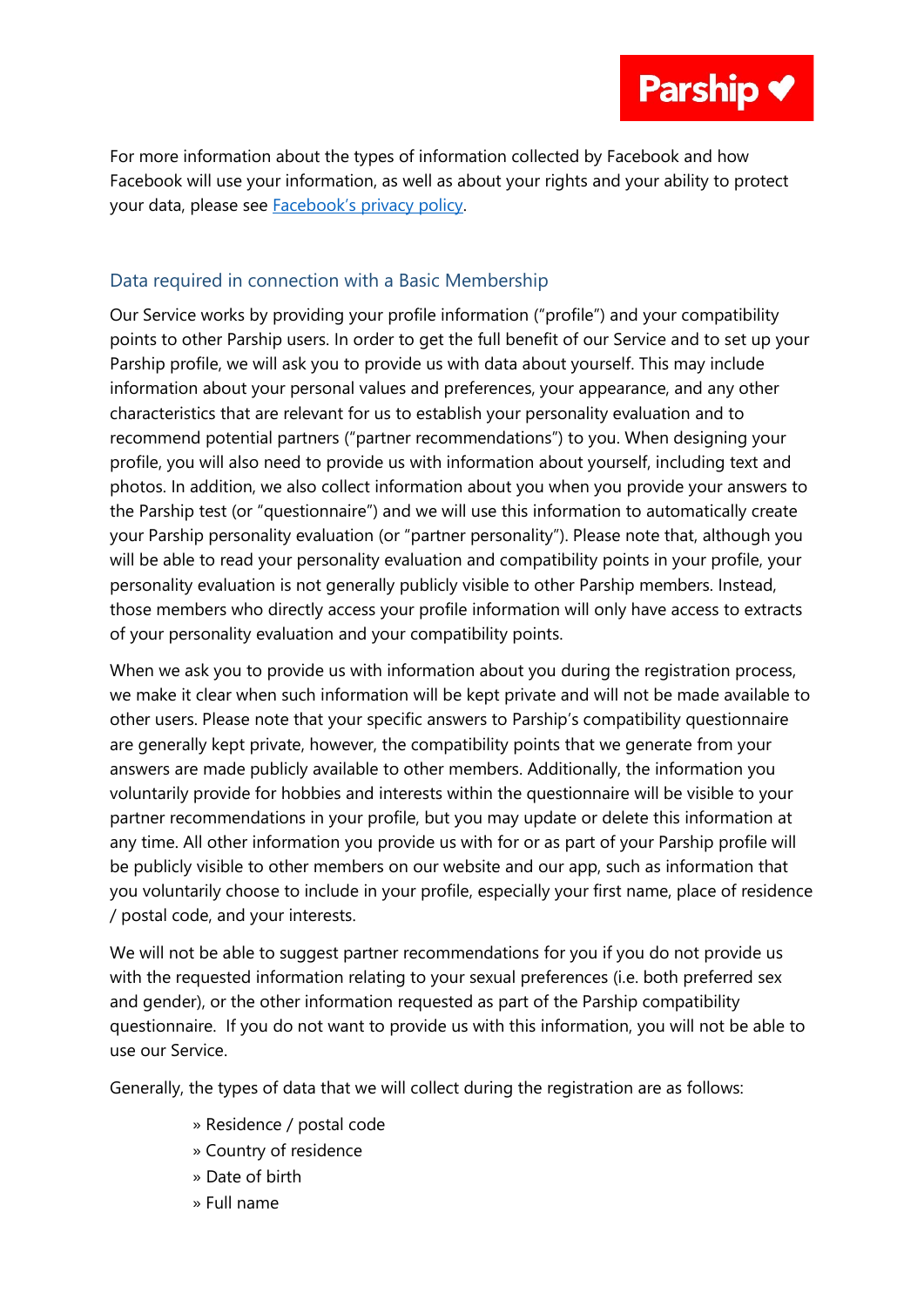For more information about the types of information collected by Facebook and how Facebook will use your information, as well as about your rights and your ability to protect your data, please see [Facebook's privacy policy](#).

## Data required in connection with a Basic Membership

Our Service works by providing your profile information ("profile") and your compatibility points to other Parship users. In order to get the full benefit of our Service and to set up your Parship profile, we will ask you to provide us with data about yourself. This may include information about your personal values and preferences, your appearance, and any other characteristics that are relevant for us to establish your personality evaluation and to recommend potential partners ("partner recommendations") to you. When designing your profile, you will also need to provide us with information about yourself, including text and photos. In addition, we also collect information about you when you provide your answers to the Parship test (or "questionnaire") and we will use this information to automatically create your Parship personality evaluation (or "partner personality"). Please note that, although you will be able to read your personality evaluation and compatibility points in your profile, your personality evaluation is not generally publicly visible to other Parship members. Instead, those members who directly access your profile information will only have access to extracts of your personality evaluation and your compatibility points.

When we ask you to provide us with information about you during the registration process, we make it clear when such information will be kept private and will not be made available to other users. Please note that your specific answers to Parship's compatibility questionnaire are generally kept private, however, the compatibility points that we generate from your answers are made publicly available to other members. Additionally, the information you voluntarily provide for hobbies and interests within the questionnaire will be visible to your partner recommendations in your profile, but you may update or delete this information at any time. All other information you provide us with for or as part of your Parship profile will be publicly visible to other members on our website and our app, such as information that you voluntarily choose to include in your profile, especially your first name, place of residence / postal code, and your interests.

We will not be able to suggest partner recommendations for you if you do not provide us with the requested information relating to your sexual preferences (i.e. both preferred sex and gender), or the other information requested as part of the Parship compatibility questionnaire. If you do not want to provide us with this information, you will not be able to use our Service.

Generally, the types of data that we will collect during the registration are as follows:

- » Residence / postal code
- » Country of residence
- » Date of birth
- » Full name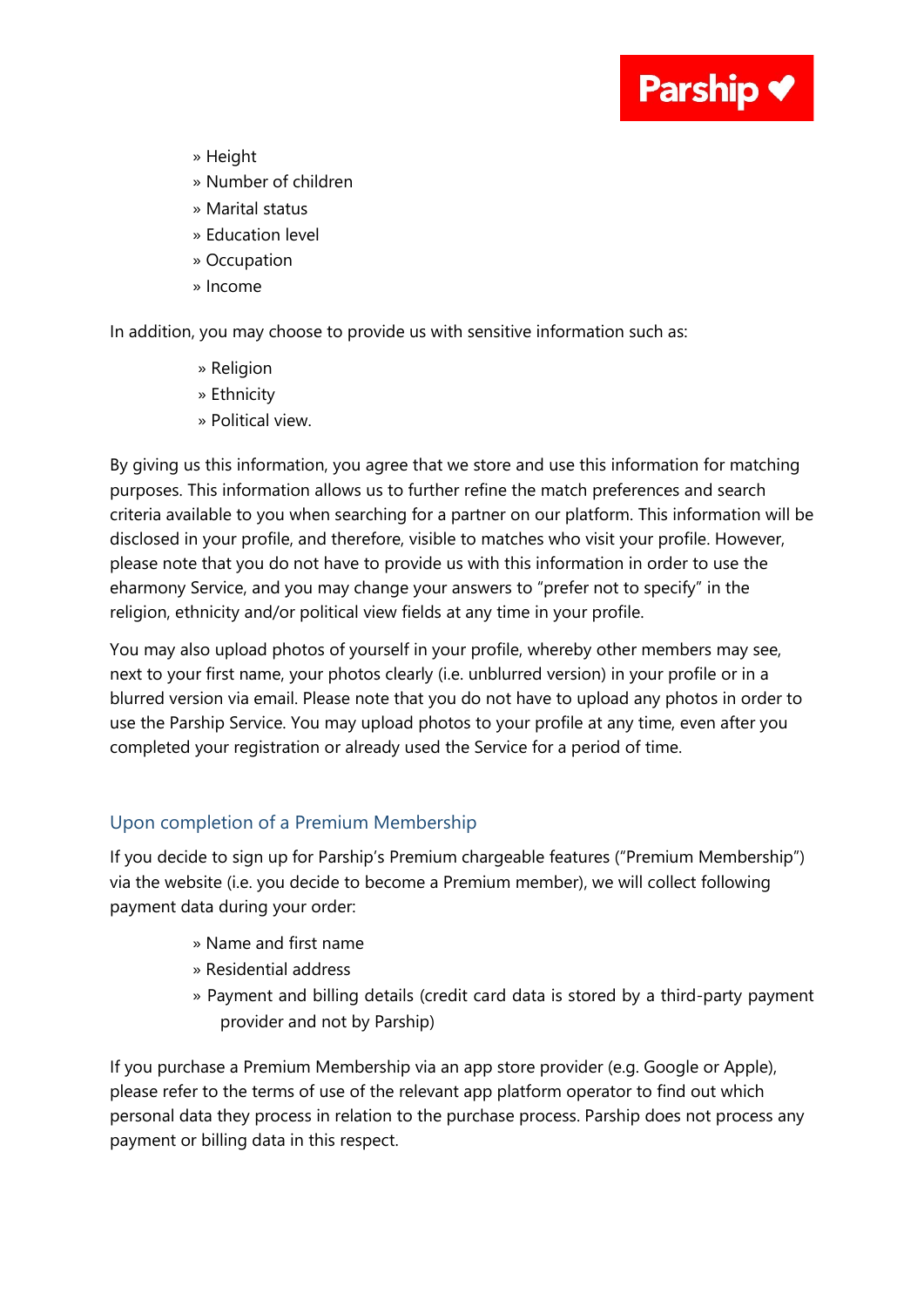» Height
» Number of children
» Marital status
» Education level
» Occupation
» Income

In addition, you may choose to provide us with sensitive information such as:

» Religion
» Ethnicity
» Political view.

By giving us this information, you agree that we store and use this information for matching purposes. This information allows us to further refine the match preferences and search criteria available to you when searching for a partner on our platform. This information will be disclosed in your profile, and therefore, visible to matches who visit your profile. However, please note that you do not have to provide us with this information in order to use the eharmony Service, and you may change your answers to "prefer not to specify" in the religion, ethnicity and/or political view fields at any time in your profile.

You may also upload photos of yourself in your profile, whereby other members may see, next to your first name, your photos clearly (i.e. unblurred version) in your profile or in a blurred version via email. Please note that you do not have to upload any photos in order to use the Parship Service. You may upload photos to your profile at any time, even after you completed your registration or already used the Service for a period of time.

## Upon completion of a Premium Membership

If you decide to sign up for Parship's Premium chargeable features ("Premium Membership") via the website (i.e. you decide to become a Premium member), we will collect following payment data during your order:

» Name and first name
» Residential address
» Payment and billing details (credit card data is stored by a third-party payment provider and not by Parship)

If you purchase a Premium Membership via an app store provider (e.g. Google or Apple), please refer to the terms of use of the relevant app platform operator to find out which personal data they process in relation to the purchase process. Parship does not process any payment or billing data in this respect.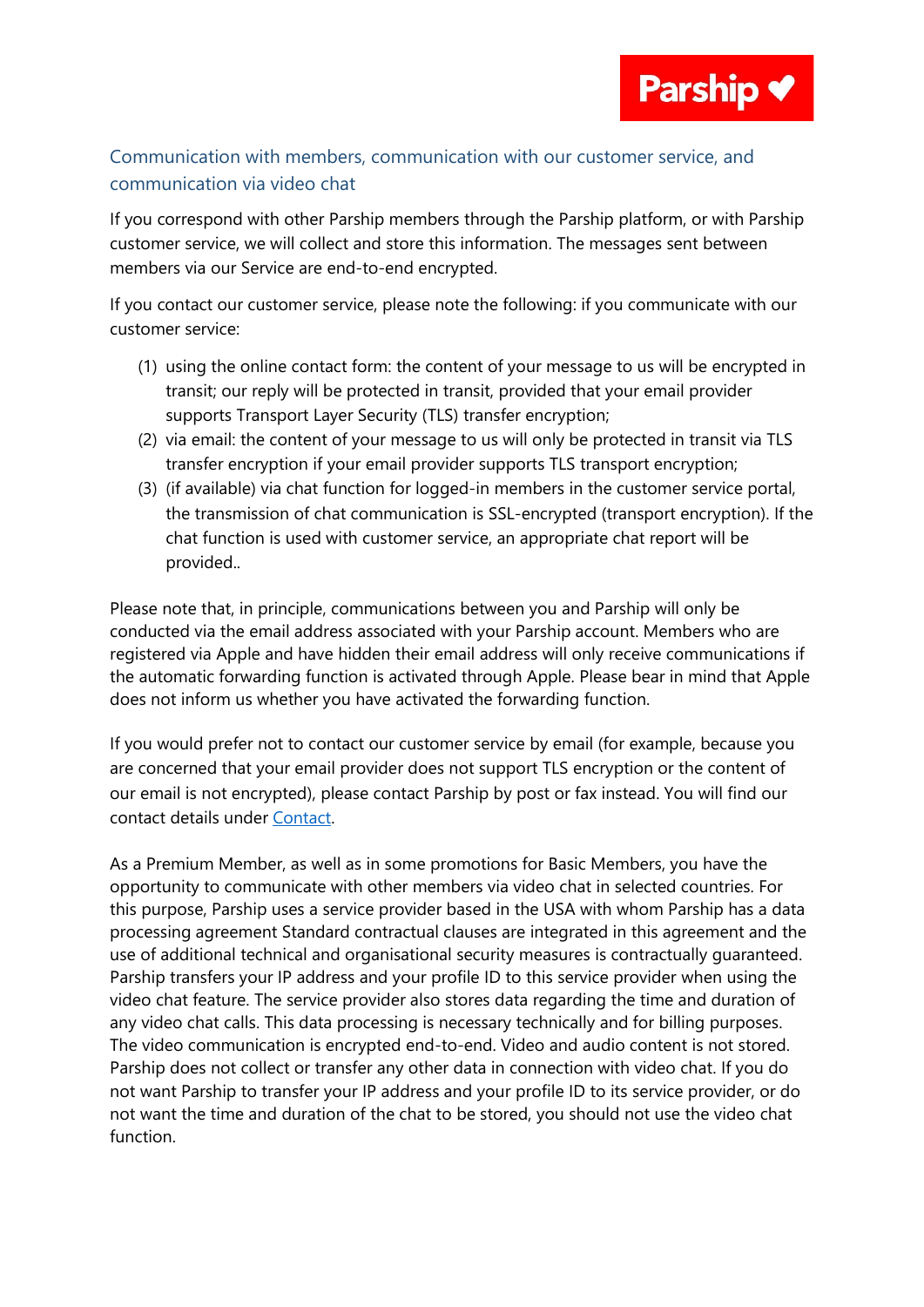## Communication with members, communication with our customer service, and communication via video chat

If you correspond with other Parship members through the Parship platform, or with Parship customer service, we will collect and store this information. The messages sent between members via our Service are end-to-end encrypted.

If you contact our customer service, please note the following: if you communicate with our customer service:

(1) using the online contact form: the content of your message to us will be encrypted in transit; our reply will be protected in transit, provided that your email provider supports Transport Layer Security (TLS) transfer encryption;
(2) via email: the content of your message to us will only be protected in transit via TLS transfer encryption if your email provider supports TLS transport encryption;
(3) (if available) via chat function for logged-in members in the customer service portal, the transmission of chat communication is SSL-encrypted (transport encryption). If the chat function is used with customer service, an appropriate chat report will be provided..

Please note that, in principle, communications between you and Parship will only be conducted via the email address associated with your Parship account. Members who are registered via Apple and have hidden their email address will only receive communications if the automatic forwarding function is activated through Apple. Please bear in mind that Apple does not inform us whether you have activated the forwarding function.

If you would prefer not to contact our customer service by email (for example, because you are concerned that your email provider does not support TLS encryption or the content of our email is not encrypted), please contact Parship by post or fax instead. You will find our contact details under Contact.

As a Premium Member, as well as in some promotions for Basic Members, you have the opportunity to communicate with other members via video chat in selected countries. For this purpose, Parship uses a service provider based in the USA with whom Parship has a data processing agreement Standard contractual clauses are integrated in this agreement and the use of additional technical and organisational security measures is contractually guaranteed. Parship transfers your IP address and your profile ID to this service provider when using the video chat feature. The service provider also stores data regarding the time and duration of any video chat calls. This data processing is necessary technically and for billing purposes. The video communication is encrypted end-to-end. Video and audio content is not stored. Parship does not collect or transfer any other data in connection with video chat. If you do not want Parship to transfer your IP address and your profile ID to its service provider, or do not want the time and duration of the chat to be stored, you should not use the video chat function.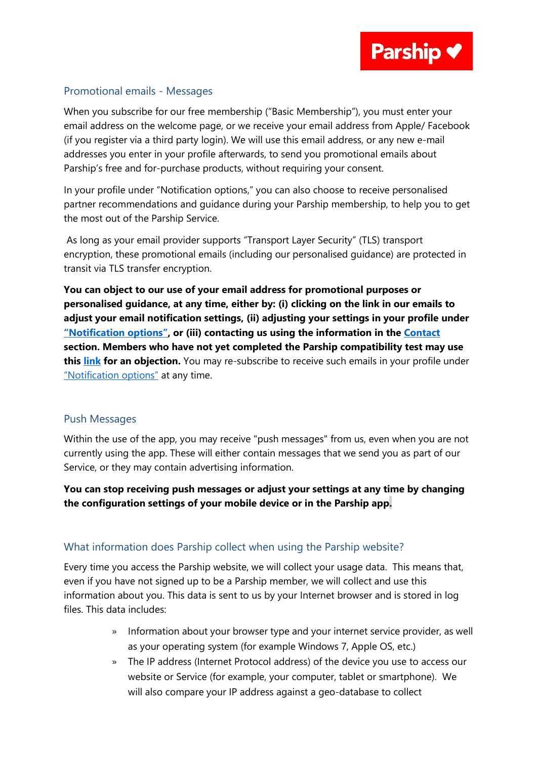## Promotional emails - Messages

When you subscribe for our free membership ("Basic Membership"), you must enter your email address on the welcome page, or we receive your email address from Apple/ Facebook (if you register via a third party login). We will use this email address, or any new e-mail addresses you enter in your profile afterwards, to send you promotional emails about Parship's free and for-purchase products, without requiring your consent.

In your profile under "Notification options," you can also choose to receive personalised partner recommendations and guidance during your Parship membership, to help you to get the most out of the Parship Service.

As long as your email provider supports "Transport Layer Security" (TLS) transport encryption, these promotional emails (including our personalised guidance) are protected in transit via TLS transfer encryption.

**You can object to our use of your email address for promotional purposes or personalised guidance, at any time, either by: (i) clicking on the link in our emails to adjust your email notification settings, (ii) adjusting your settings in your profile under "Notification options", or (iii) contacting us using the information in the Contact section. Members who have not yet completed the Parship compatibility test may use this link for an objection.** You may re-subscribe to receive such emails in your profile under "Notification options" at any time.

## Push Messages

Within the use of the app, you may receive "push messages" from us, even when you are not currently using the app. These will either contain messages that we send you as part of our Service, or they may contain advertising information.

**You can stop receiving push messages or adjust your settings at any time by changing the configuration settings of your mobile device or in the Parship app.**

## What information does Parship collect when using the Parship website?

Every time you access the Parship website, we will collect your usage data. This means that, even if you have not signed up to be a Parship member, we will collect and use this information about you. This data is sent to us by your Internet browser and is stored in log files. This data includes:

- Information about your browser type and your internet service provider, as well as your operating system (for example Windows 7, Apple OS, etc.)
- The IP address (Internet Protocol address) of the device you use to access our website or Service (for example, your computer, tablet or smartphone). We will also compare your IP address against a geo-database to collect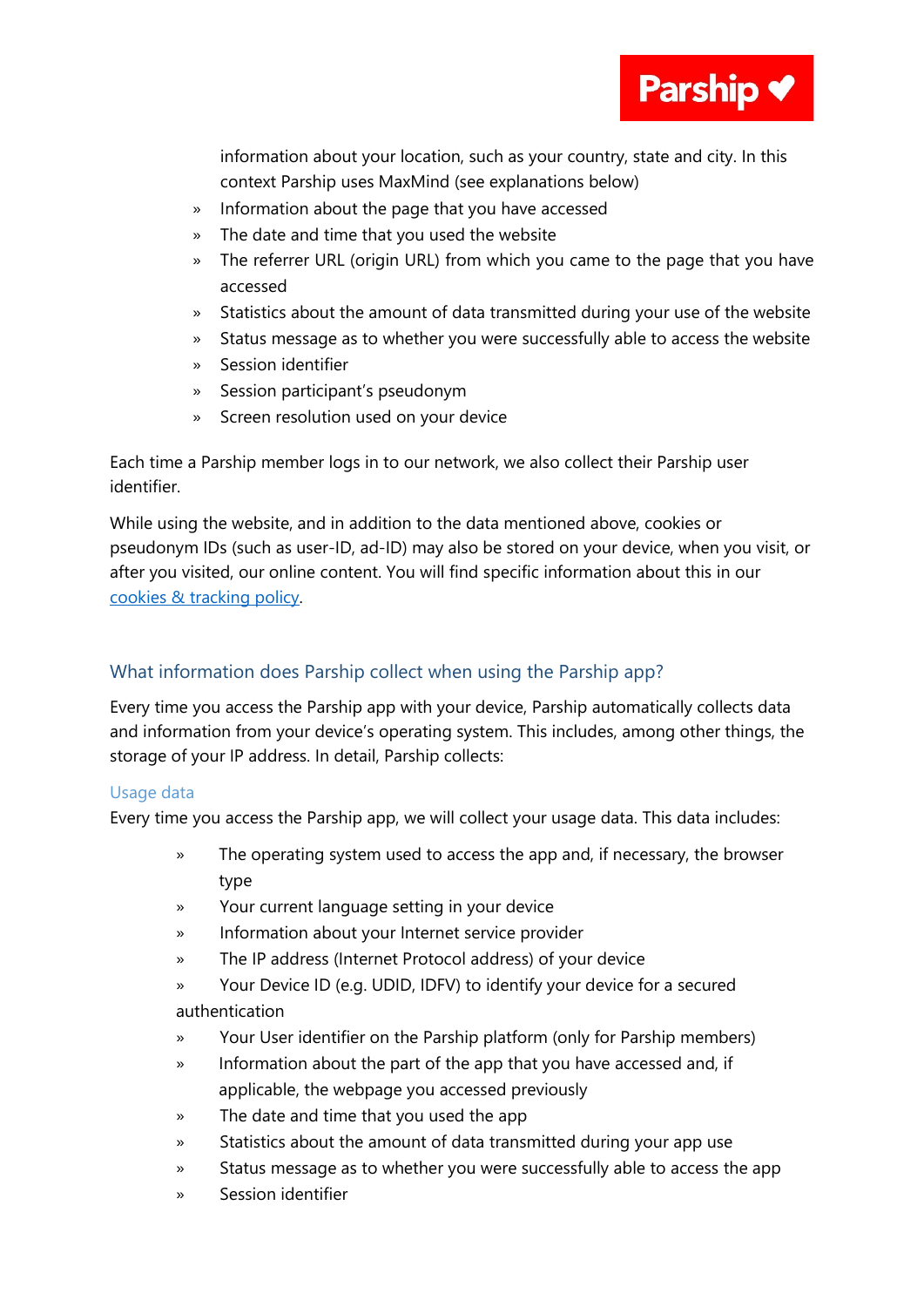information about your location, such as your country, state and city. In this context Parship uses MaxMind (see explanations below)

- Information about the page that you have accessed
- The date and time that you used the website
- The referrer URL (origin URL) from which you came to the page that you have accessed
- Statistics about the amount of data transmitted during your use of the website
- Status message as to whether you were successfully able to access the website
- Session identifier
- Session participant's pseudonym
- Screen resolution used on your device

Each time a Parship member logs in to our network, we also collect their Parship user identifier.

While using the website, and in addition to the data mentioned above, cookies or pseudonym IDs (such as user-ID, ad-ID) may also be stored on your device, when you visit, or after you visited, our online content. You will find specific information about this in our [cookies & tracking policy](cookies & tracking policy).

## What information does Parship collect when using the Parship app?

Every time you access the Parship app with your device, Parship automatically collects data and information from your device's operating system. This includes, among other things, the storage of your IP address. In detail, Parship collects:

### Usage data

Every time you access the Parship app, we will collect your usage data. This data includes:

- The operating system used to access the app and, if necessary, the browser type
- Your current language setting in your device
- Information about your Internet service provider
- The IP address (Internet Protocol address) of your device
- Your Device ID (e.g. UDID, IDFV) to identify your device for a secured authentication
- Your User identifier on the Parship platform (only for Parship members)
- Information about the part of the app that you have accessed and, if applicable, the webpage you accessed previously
- The date and time that you used the app
- Statistics about the amount of data transmitted during your app use
- Status message as to whether you were successfully able to access the app
- Session identifier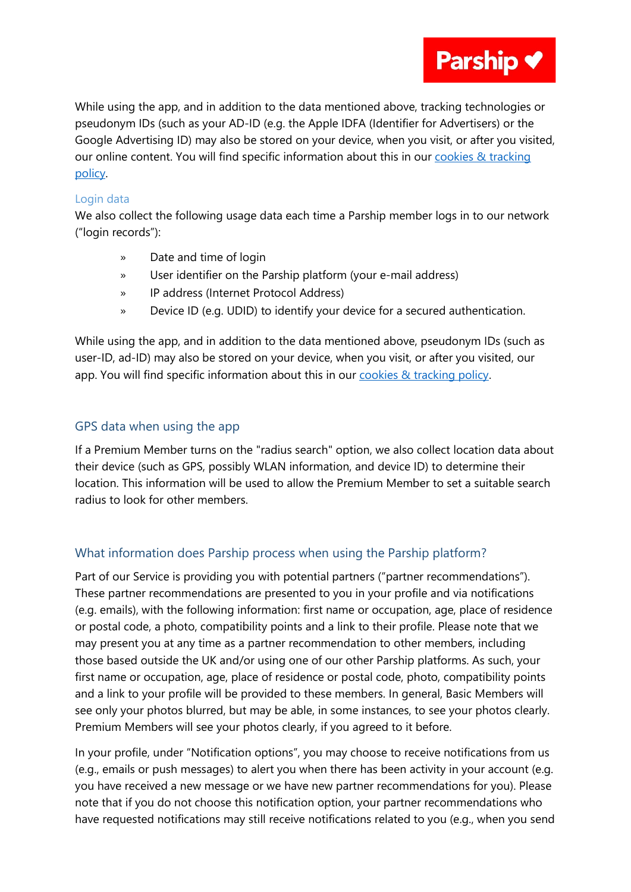While using the app, and in addition to the data mentioned above, tracking technologies or pseudonym IDs (such as your AD-ID (e.g. the Apple IDFA (Identifier for Advertisers) or the Google Advertising ID) may also be stored on your device, when you visit, or after you visited, our online content. You will find specific information about this in our [cookies & tracking policy]().

### Login data

We also collect the following usage data each time a Parship member logs in to our network ("login records"):

- Date and time of login
- User identifier on the Parship platform (your e-mail address)
- IP address (Internet Protocol Address)
- Device ID (e.g. UDID) to identify your device for a secured authentication.

While using the app, and in addition to the data mentioned above, pseudonym IDs (such as user-ID, ad-ID) may also be stored on your device, when you visit, or after you visited, our app. You will find specific information about this in our [cookies & tracking policy]().

## GPS data when using the app

If a Premium Member turns on the "radius search" option, we also collect location data about their device (such as GPS, possibly WLAN information, and device ID) to determine their location. This information will be used to allow the Premium Member to set a suitable search radius to look for other members.

## What information does Parship process when using the Parship platform?

Part of our Service is providing you with potential partners ("partner recommendations"). These partner recommendations are presented to you in your profile and via notifications (e.g. emails), with the following information: first name or occupation, age, place of residence or postal code, a photo, compatibility points and a link to their profile. Please note that we may present you at any time as a partner recommendation to other members, including those based outside the UK and/or using one of our other Parship platforms. As such, your first name or occupation, age, place of residence or postal code, photo, compatibility points and a link to your profile will be provided to these members. In general, Basic Members will see only your photos blurred, but may be able, in some instances, to see your photos clearly. Premium Members will see your photos clearly, if you agreed to it before.

In your profile, under "Notification options", you may choose to receive notifications from us (e.g., emails or push messages) to alert you when there has been activity in your account (e.g. you have received a new message or we have new partner recommendations for you). Please note that if you do not choose this notification option, your partner recommendations who have requested notifications may still receive notifications related to you (e.g., when you send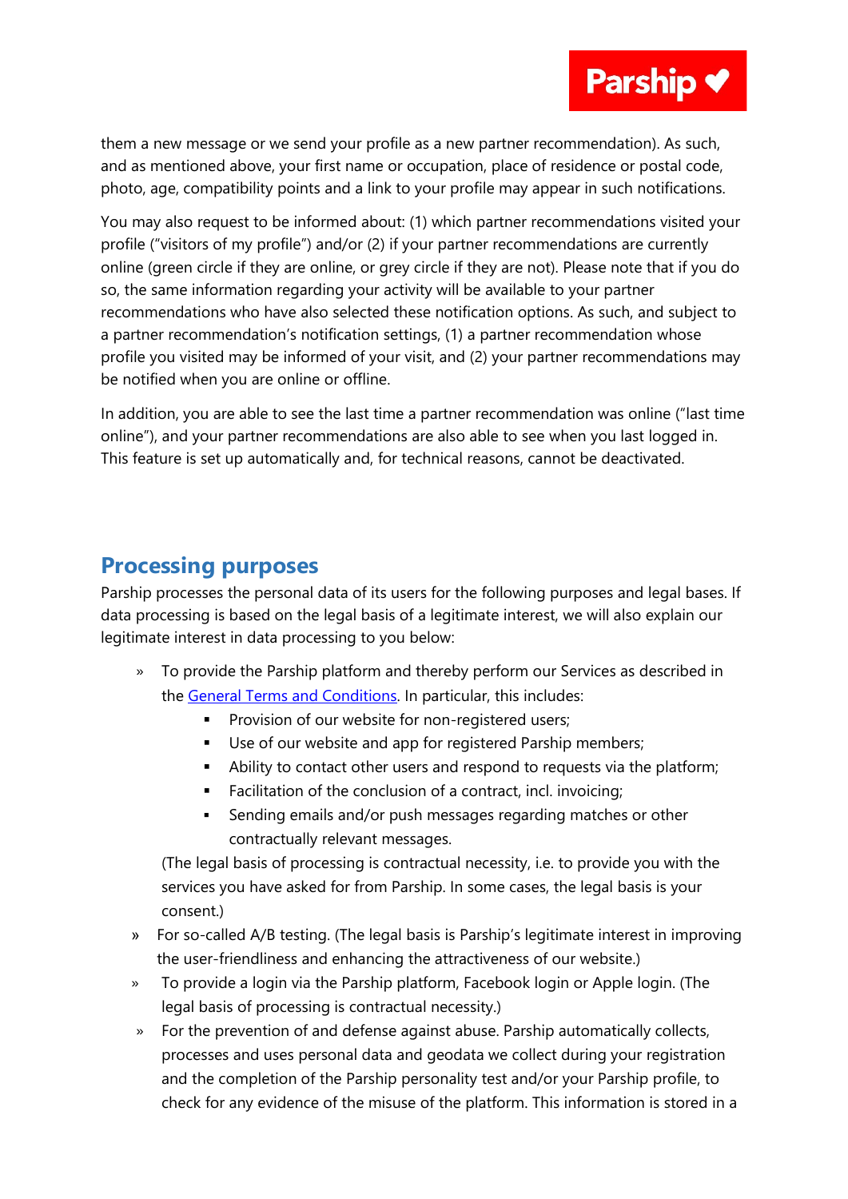them a new message or we send your profile as a new partner recommendation). As such, and as mentioned above, your first name or occupation, place of residence or postal code, photo, age, compatibility points and a link to your profile may appear in such notifications.

You may also request to be informed about: (1) which partner recommendations visited your profile ("visitors of my profile") and/or (2) if your partner recommendations are currently online (green circle if they are online, or grey circle if they are not). Please note that if you do so, the same information regarding your activity will be available to your partner recommendations who have also selected these notification options. As such, and subject to a partner recommendation's notification settings, (1) a partner recommendation whose profile you visited may be informed of your visit, and (2) your partner recommendations may be notified when you are online or offline.

In addition, you are able to see the last time a partner recommendation was online ("last time online"), and your partner recommendations are also able to see when you last logged in. This feature is set up automatically and, for technical reasons, cannot be deactivated.

## Processing purposes

Parship processes the personal data of its users for the following purposes and legal bases. If data processing is based on the legal basis of a legitimate interest, we will also explain our legitimate interest in data processing to you below:

- To provide the Parship platform and thereby perform our Services as described in the General Terms and Conditions. In particular, this includes:
  - Provision of our website for non-registered users;
  - Use of our website and app for registered Parship members;
  - Ability to contact other users and respond to requests via the platform;
  - Facilitation of the conclusion of a contract, incl. invoicing;
  - Sending emails and/or push messages regarding matches or other contractually relevant messages.

  (The legal basis of processing is contractual necessity, i.e. to provide you with the services you have asked for from Parship. In some cases, the legal basis is your consent.)
- For so-called A/B testing. (The legal basis is Parship's legitimate interest in improving the user-friendliness and enhancing the attractiveness of our website.)
- To provide a login via the Parship platform, Facebook login or Apple login. (The legal basis of processing is contractual necessity.)
- For the prevention of and defense against abuse. Parship automatically collects, processes and uses personal data and geodata we collect during your registration and the completion of the Parship personality test and/or your Parship profile, to check for any evidence of the misuse of the platform. This information is stored in a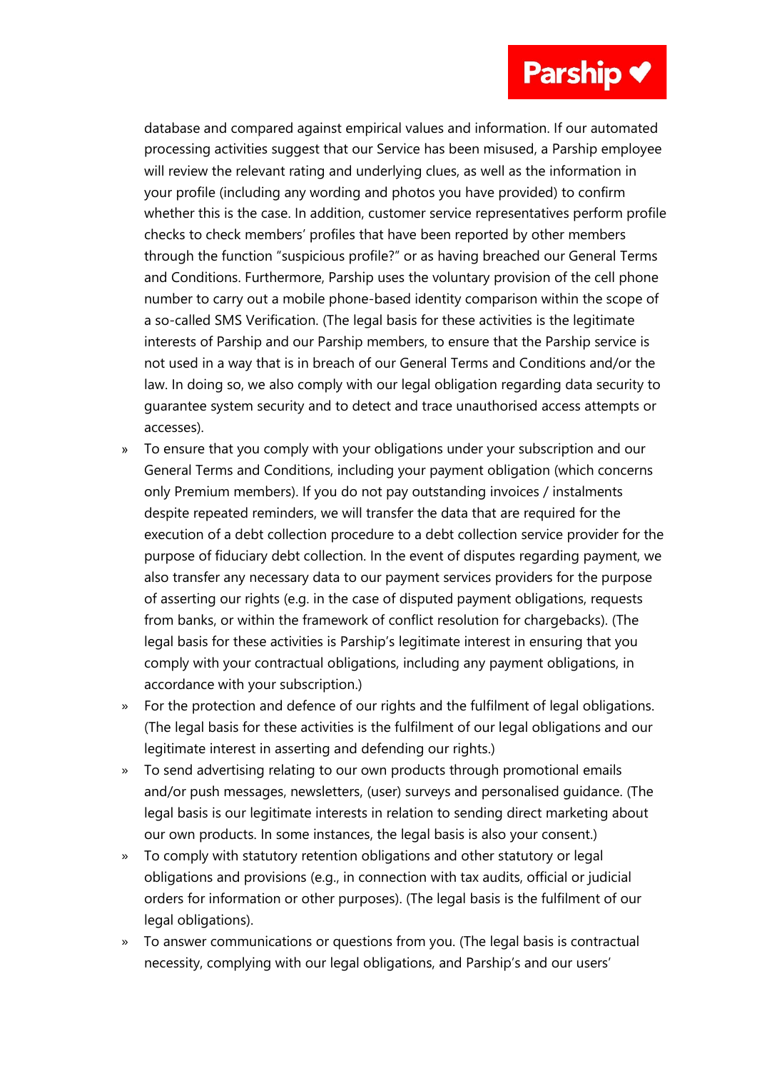database and compared against empirical values and information. If our automated processing activities suggest that our Service has been misused, a Parship employee will review the relevant rating and underlying clues, as well as the information in your profile (including any wording and photos you have provided) to confirm whether this is the case. In addition, customer service representatives perform profile checks to check members' profiles that have been reported by other members through the function "suspicious profile?" or as having breached our General Terms and Conditions. Furthermore, Parship uses the voluntary provision of the cell phone number to carry out a mobile phone-based identity comparison within the scope of a so-called SMS Verification. (The legal basis for these activities is the legitimate interests of Parship and our Parship members, to ensure that the Parship service is not used in a way that is in breach of our General Terms and Conditions and/or the law. In doing so, we also comply with our legal obligation regarding data security to guarantee system security and to detect and trace unauthorised access attempts or accesses).

- To ensure that you comply with your obligations under your subscription and our General Terms and Conditions, including your payment obligation (which concerns only Premium members). If you do not pay outstanding invoices / instalments despite repeated reminders, we will transfer the data that are required for the execution of a debt collection procedure to a debt collection service provider for the purpose of fiduciary debt collection. In the event of disputes regarding payment, we also transfer any necessary data to our payment services providers for the purpose of asserting our rights (e.g. in the case of disputed payment obligations, requests from banks, or within the framework of conflict resolution for chargebacks). (The legal basis for these activities is Parship's legitimate interest in ensuring that you comply with your contractual obligations, including any payment obligations, in accordance with your subscription.)
- For the protection and defence of our rights and the fulfilment of legal obligations. (The legal basis for these activities is the fulfilment of our legal obligations and our legitimate interest in asserting and defending our rights.)
- To send advertising relating to our own products through promotional emails and/or push messages, newsletters, (user) surveys and personalised guidance. (The legal basis is our legitimate interests in relation to sending direct marketing about our own products. In some instances, the legal basis is also your consent.)
- To comply with statutory retention obligations and other statutory or legal obligations and provisions (e.g., in connection with tax audits, official or judicial orders for information or other purposes). (The legal basis is the fulfilment of our legal obligations).
- To answer communications or questions from you. (The legal basis is contractual necessity, complying with our legal obligations, and Parship's and our users'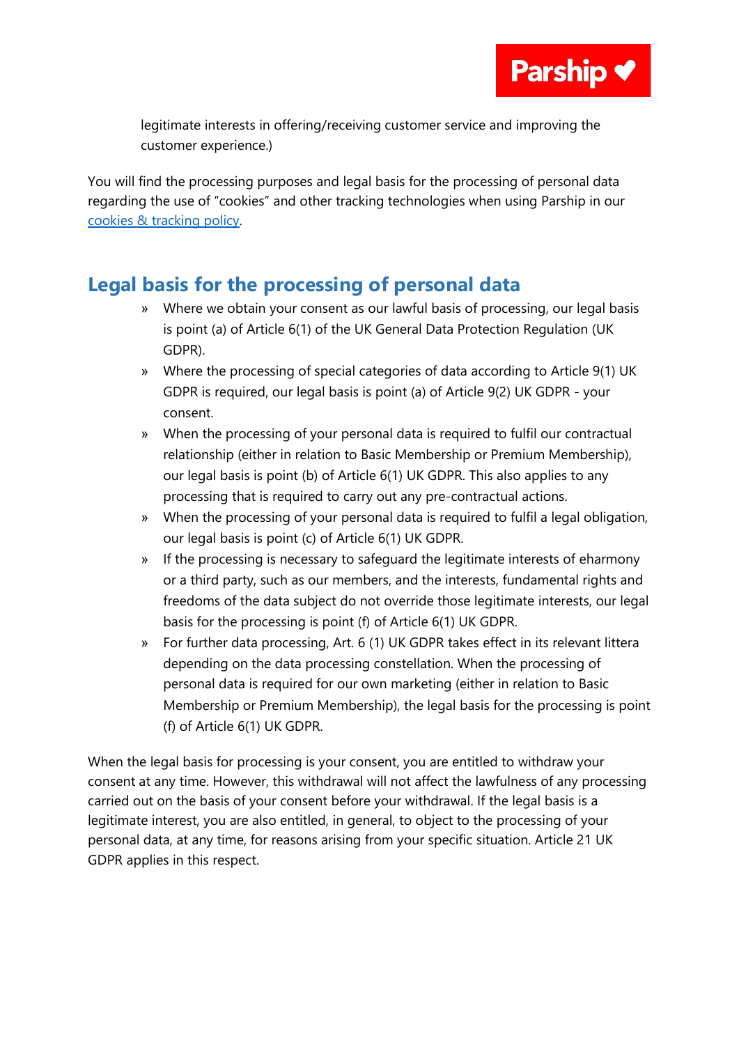legitimate interests in offering/receiving customer service and improving the customer experience.)

You will find the processing purposes and legal basis for the processing of personal data regarding the use of “cookies” and other tracking technologies when using Parship in our [cookies & tracking policy](cookies & tracking policy).

## Legal basis for the processing of personal data

- Where we obtain your consent as our lawful basis of processing, our legal basis is point (a) of Article 6(1) of the UK General Data Protection Regulation (UK GDPR).
- Where the processing of special categories of data according to Article 9(1) UK GDPR is required, our legal basis is point (a) of Article 9(2) UK GDPR - your consent.
- When the processing of your personal data is required to fulfil our contractual relationship (either in relation to Basic Membership or Premium Membership), our legal basis is point (b) of Article 6(1) UK GDPR. This also applies to any processing that is required to carry out any pre-contractual actions.
- When the processing of your personal data is required to fulfil a legal obligation, our legal basis is point (c) of Article 6(1) UK GDPR.
- If the processing is necessary to safeguard the legitimate interests of eharmony or a third party, such as our members, and the interests, fundamental rights and freedoms of the data subject do not override those legitimate interests, our legal basis for the processing is point (f) of Article 6(1) UK GDPR.
- For further data processing, Art. 6 (1) UK GDPR takes effect in its relevant littera depending on the data processing constellation. When the processing of personal data is required for our own marketing (either in relation to Basic Membership or Premium Membership), the legal basis for the processing is point (f) of Article 6(1) UK GDPR.

When the legal basis for processing is your consent, you are entitled to withdraw your consent at any time. However, this withdrawal will not affect the lawfulness of any processing carried out on the basis of your consent before your withdrawal. If the legal basis is a legitimate interest, you are also entitled, in general, to object to the processing of your personal data, at any time, for reasons arising from your specific situation. Article 21 UK GDPR applies in this respect.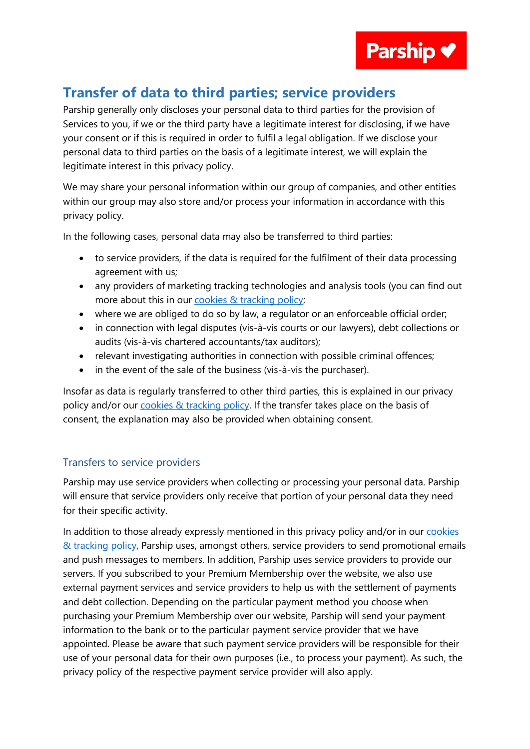## Transfer of data to third parties; service providers

Parship generally only discloses your personal data to third parties for the provision of Services to you, if we or the third party have a legitimate interest for disclosing, if we have your consent or if this is required in order to fulfil a legal obligation. If we disclose your personal data to third parties on the basis of a legitimate interest, we will explain the legitimate interest in this privacy policy.

We may share your personal information within our group of companies, and other entities within our group may also store and/or process your information in accordance with this privacy policy.

In the following cases, personal data may also be transferred to third parties:

- to service providers, if the data is required for the fulfilment of their data processing agreement with us;
- any providers of marketing tracking technologies and analysis tools (you can find out more about this in our cookies & tracking policy;
- where we are obliged to do so by law, a regulator or an enforceable official order;
- in connection with legal disputes (vis-à-vis courts or our lawyers), debt collections or audits (vis-à-vis chartered accountants/tax auditors);
- relevant investigating authorities in connection with possible criminal offences;
- in the event of the sale of the business (vis-à-vis the purchaser).

Insofar as data is regularly transferred to other third parties, this is explained in our privacy policy and/or our cookies & tracking policy. If the transfer takes place on the basis of consent, the explanation may also be provided when obtaining consent.

### Transfers to service providers

Parship may use service providers when collecting or processing your personal data. Parship will ensure that service providers only receive that portion of your personal data they need for their specific activity.

In addition to those already expressly mentioned in this privacy policy and/or in our cookies & tracking policy, Parship uses, amongst others, service providers to send promotional emails and push messages to members. In addition, Parship uses service providers to provide our servers. If you subscribed to your Premium Membership over the website, we also use external payment services and service providers to help us with the settlement of payments and debt collection. Depending on the particular payment method you choose when purchasing your Premium Membership over our website, Parship will send your payment information to the bank or to the particular payment service provider that we have appointed. Please be aware that such payment service providers will be responsible for their use of your personal data for their own purposes (i.e., to process your payment). As such, the privacy policy of the respective payment service provider will also apply.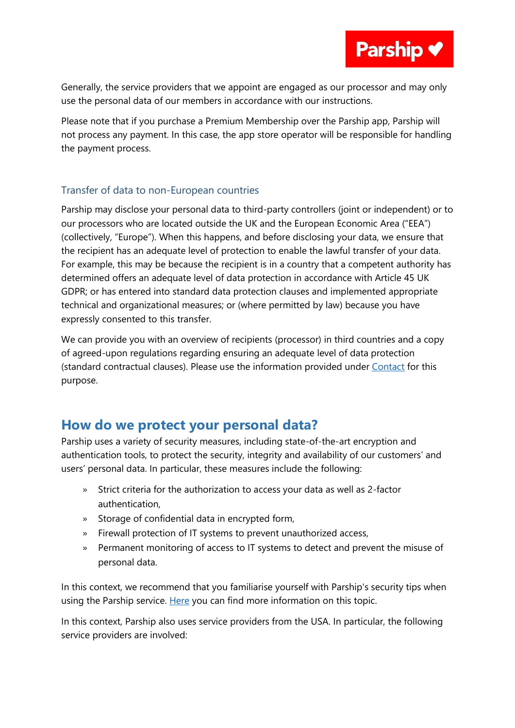Generally, the service providers that we appoint are engaged as our processor and may only use the personal data of our members in accordance with our instructions.

Please note that if you purchase a Premium Membership over the Parship app, Parship will not process any payment. In this case, the app store operator will be responsible for handling the payment process.

### Transfer of data to non-European countries

Parship may disclose your personal data to third-party controllers (joint or independent) or to our processors who are located outside the UK and the European Economic Area ("EEA") (collectively, "Europe"). When this happens, and before disclosing your data, we ensure that the recipient has an adequate level of protection to enable the lawful transfer of your data. For example, this may be because the recipient is in a country that a competent authority has determined offers an adequate level of data protection in accordance with Article 45 UK GDPR; or has entered into standard data protection clauses and implemented appropriate technical and organizational measures; or (where permitted by law) because you have expressly consented to this transfer.

We can provide you with an overview of recipients (processor) in third countries and a copy of agreed-upon regulations regarding ensuring an adequate level of data protection (standard contractual clauses). Please use the information provided under [Contact]() for this purpose.

## How do we protect your personal data?

Parship uses a variety of security measures, including state-of-the-art encryption and authentication tools, to protect the security, integrity and availability of our customers' and users' personal data. In particular, these measures include the following:

- Strict criteria for the authorization to access your data as well as 2-factor authentication,
- Storage of confidential data in encrypted form,
- Firewall protection of IT systems to prevent unauthorized access,
- Permanent monitoring of access to IT systems to detect and prevent the misuse of personal data.

In this context, we recommend that you familiarise yourself with Parship's security tips when using the Parship service. [Here]() you can find more information on this topic.

In this context, Parship also uses service providers from the USA. In particular, the following service providers are involved: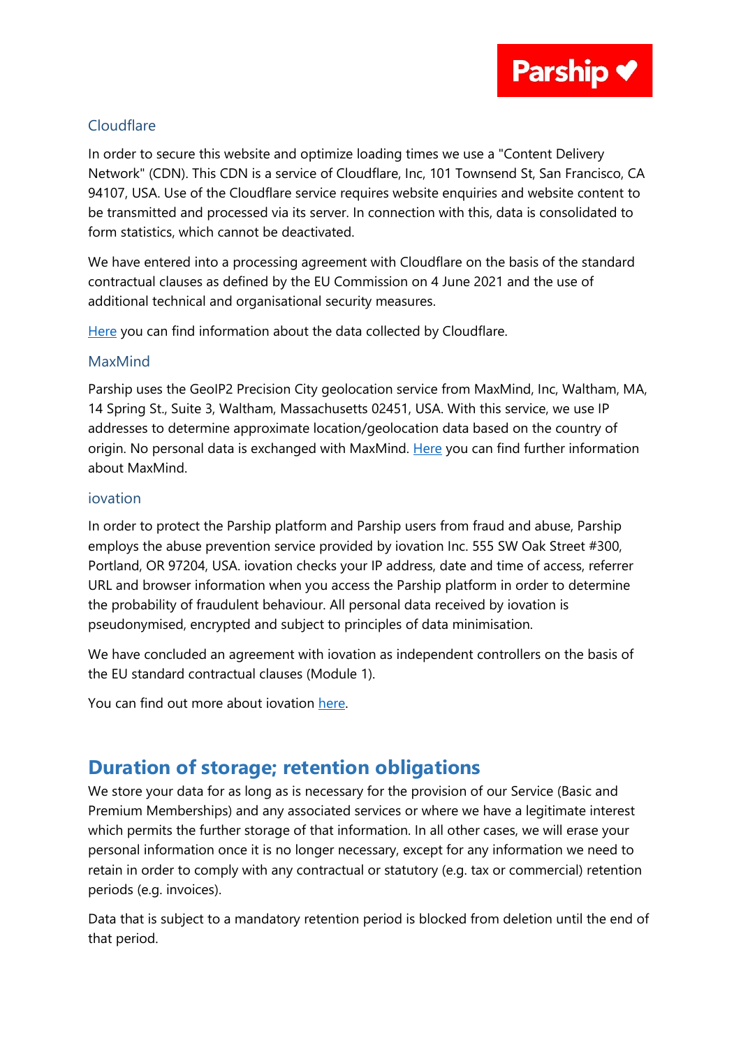### Cloudflare

In order to secure this website and optimize loading times we use a "Content Delivery Network" (CDN). This CDN is a service of Cloudflare, Inc, 101 Townsend St, San Francisco, CA 94107, USA. Use of the Cloudflare service requires website enquiries and website content to be transmitted and processed via its server. In connection with this, data is consolidated to form statistics, which cannot be deactivated.

We have entered into a processing agreement with Cloudflare on the basis of the standard contractual clauses as defined by the EU Commission on 4 June 2021 and the use of additional technical and organisational security measures.

Here you can find information about the data collected by Cloudflare.

### MaxMind

Parship uses the GeoIP2 Precision City geolocation service from MaxMind, Inc, Waltham, MA, 14 Spring St., Suite 3, Waltham, Massachusetts 02451, USA. With this service, we use IP addresses to determine approximate location/geolocation data based on the country of origin. No personal data is exchanged with MaxMind. Here you can find further information about MaxMind.

### iovation

In order to protect the Parship platform and Parship users from fraud and abuse, Parship employs the abuse prevention service provided by iovation Inc. 555 SW Oak Street #300, Portland, OR 97204, USA. iovation checks your IP address, date and time of access, referrer URL and browser information when you access the Parship platform in order to determine the probability of fraudulent behaviour. All personal data received by iovation is pseudonymised, encrypted and subject to principles of data minimisation.

We have concluded an agreement with iovation as independent controllers on the basis of the EU standard contractual clauses (Module 1).

You can find out more about iovation here.

## Duration of storage; retention obligations

We store your data for as long as is necessary for the provision of our Service (Basic and Premium Memberships) and any associated services or where we have a legitimate interest which permits the further storage of that information. In all other cases, we will erase your personal information once it is no longer necessary, except for any information we need to retain in order to comply with any contractual or statutory (e.g. tax or commercial) retention periods (e.g. invoices).

Data that is subject to a mandatory retention period is blocked from deletion until the end of that period.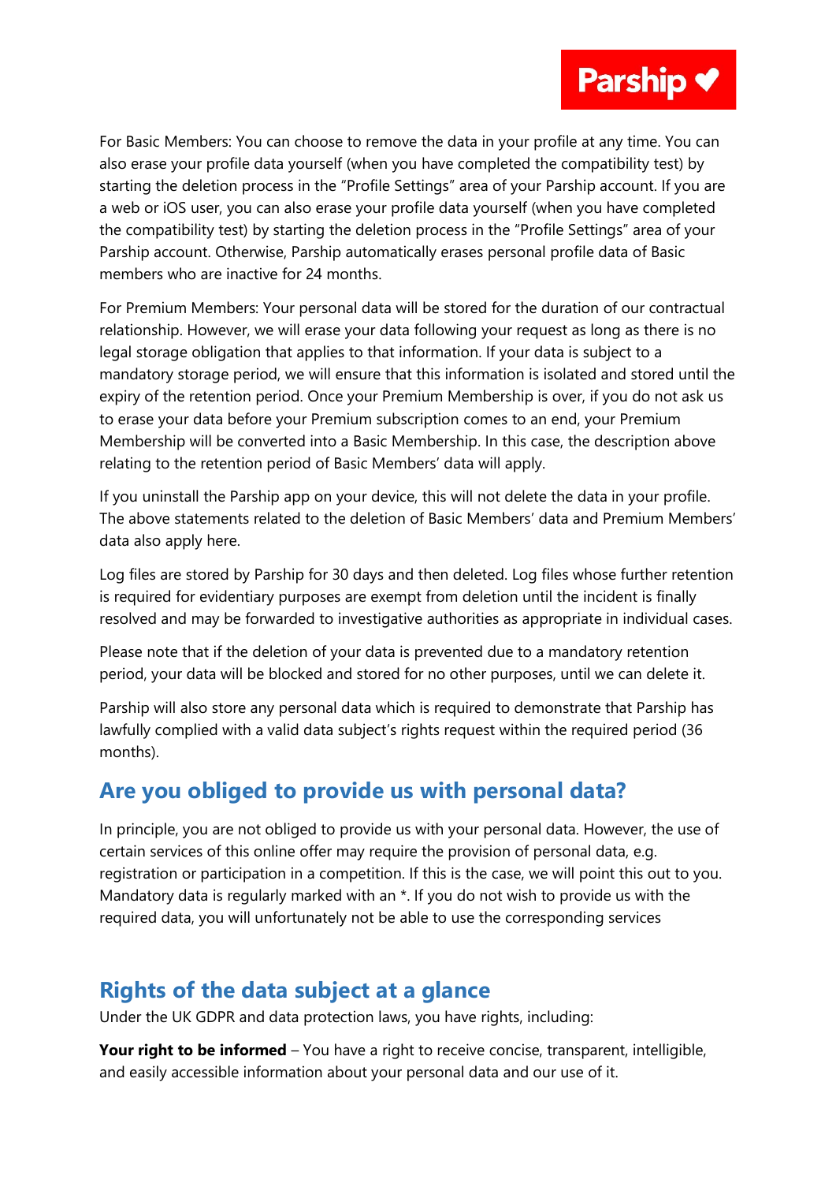For Basic Members: You can choose to remove the data in your profile at any time. You can also erase your profile data yourself (when you have completed the compatibility test) by starting the deletion process in the "Profile Settings" area of your Parship account. If you are a web or iOS user, you can also erase your profile data yourself (when you have completed the compatibility test) by starting the deletion process in the "Profile Settings" area of your Parship account. Otherwise, Parship automatically erases personal profile data of Basic members who are inactive for 24 months.

For Premium Members: Your personal data will be stored for the duration of our contractual relationship. However, we will erase your data following your request as long as there is no legal storage obligation that applies to that information. If your data is subject to a mandatory storage period, we will ensure that this information is isolated and stored until the expiry of the retention period. Once your Premium Membership is over, if you do not ask us to erase your data before your Premium subscription comes to an end, your Premium Membership will be converted into a Basic Membership. In this case, the description above relating to the retention period of Basic Members' data will apply.

If you uninstall the Parship app on your device, this will not delete the data in your profile. The above statements related to the deletion of Basic Members' data and Premium Members' data also apply here.

Log files are stored by Parship for 30 days and then deleted. Log files whose further retention is required for evidentiary purposes are exempt from deletion until the incident is finally resolved and may be forwarded to investigative authorities as appropriate in individual cases.

Please note that if the deletion of your data is prevented due to a mandatory retention period, your data will be blocked and stored for no other purposes, until we can delete it.

Parship will also store any personal data which is required to demonstrate that Parship has lawfully complied with a valid data subject's rights request within the required period (36 months).

## Are you obliged to provide us with personal data?

In principle, you are not obliged to provide us with your personal data. However, the use of certain services of this online offer may require the provision of personal data, e.g. registration or participation in a competition. If this is the case, we will point this out to you. Mandatory data is regularly marked with an *. If you do not wish to provide us with the required data, you will unfortunately not be able to use the corresponding services

## Rights of the data subject at a glance

Under the UK GDPR and data protection laws, you have rights, including:

**Your right to be informed** – You have a right to receive concise, transparent, intelligible, and easily accessible information about your personal data and our use of it.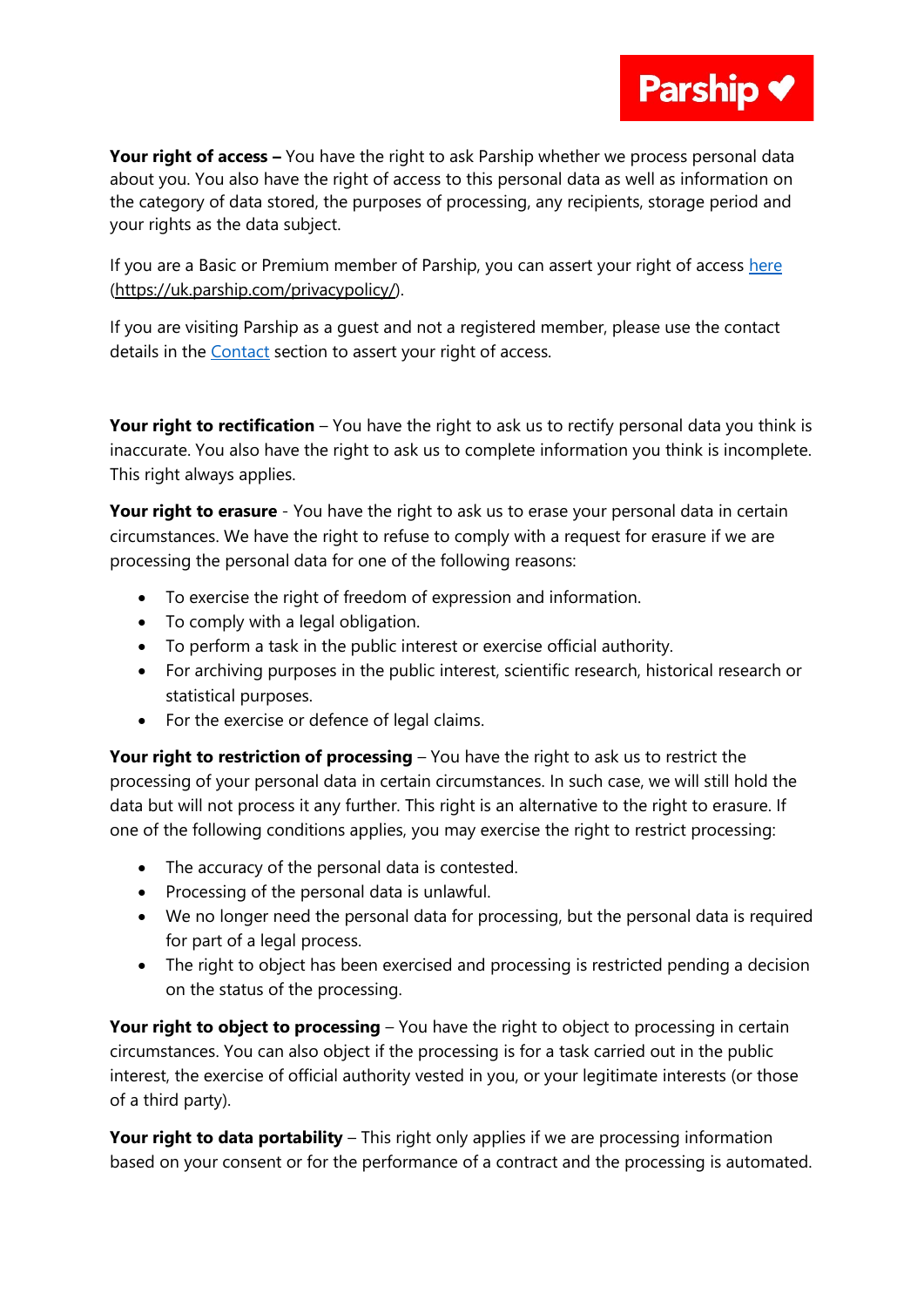**Your right of access –** You have the right to ask Parship whether we process personal data about you. You also have the right of access to this personal data as well as information on the category of data stored, the purposes of processing, any recipients, storage period and your rights as the data subject.

If you are a Basic or Premium member of Parship, you can assert your right of access [here](https://uk.parship.com/privacypolicy/) (https://uk.parship.com/privacypolicy/).

If you are visiting Parship as a guest and not a registered member, please use the contact details in the Contact section to assert your right of access.

**Your right to rectification** – You have the right to ask us to rectify personal data you think is inaccurate. You also have the right to ask us to complete information you think is incomplete. This right always applies.

**Your right to erasure** - You have the right to ask us to erase your personal data in certain circumstances. We have the right to refuse to comply with a request for erasure if we are processing the personal data for one of the following reasons:

- To exercise the right of freedom of expression and information.
- To comply with a legal obligation.
- To perform a task in the public interest or exercise official authority.
- For archiving purposes in the public interest, scientific research, historical research or statistical purposes.
- For the exercise or defence of legal claims.

**Your right to restriction of processing** – You have the right to ask us to restrict the processing of your personal data in certain circumstances. In such case, we will still hold the data but will not process it any further. This right is an alternative to the right to erasure. If one of the following conditions applies, you may exercise the right to restrict processing:

- The accuracy of the personal data is contested.
- Processing of the personal data is unlawful.
- We no longer need the personal data for processing, but the personal data is required for part of a legal process.
- The right to object has been exercised and processing is restricted pending a decision on the status of the processing.

**Your right to object to processing** – You have the right to object to processing in certain circumstances. You can also object if the processing is for a task carried out in the public interest, the exercise of official authority vested in you, or your legitimate interests (or those of a third party).

**Your right to data portability** – This right only applies if we are processing information based on your consent or for the performance of a contract and the processing is automated.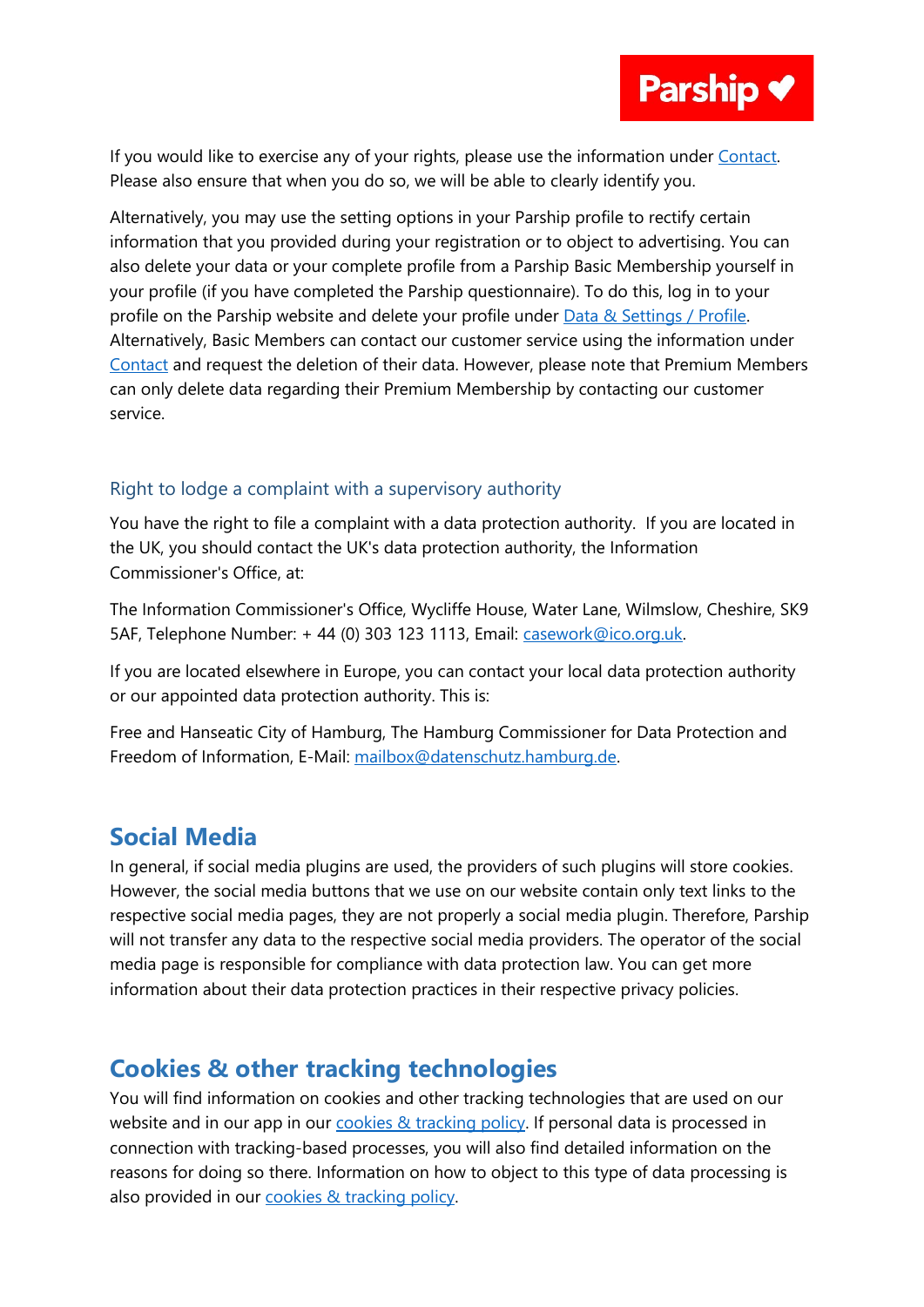If you would like to exercise any of your rights, please use the information under [Contact](). Please also ensure that when you do so, we will be able to clearly identify you.

Alternatively, you may use the setting options in your Parship profile to rectify certain information that you provided during your registration or to object to advertising. You can also delete your data or your complete profile from a Parship Basic Membership yourself in your profile (if you have completed the Parship questionnaire). To do this, log in to your profile on the Parship website and delete your profile under [Data & Settings / Profile](). Alternatively, Basic Members can contact our customer service using the information under [Contact]() and request the deletion of their data. However, please note that Premium Members can only delete data regarding their Premium Membership by contacting our customer service.

### Right to lodge a complaint with a supervisory authority

You have the right to file a complaint with a data protection authority. If you are located in the UK, you should contact the UK's data protection authority, the Information Commissioner's Office, at:

The Information Commissioner's Office, Wycliffe House, Water Lane, Wilmslow, Cheshire, SK9 5AF, Telephone Number: + 44 (0) 303 123 1113, Email: casework@ico.org.uk.

If you are located elsewhere in Europe, you can contact your local data protection authority or our appointed data protection authority. This is:

Free and Hanseatic City of Hamburg, The Hamburg Commissioner for Data Protection and Freedom of Information, E-Mail: mailbox@datenschutz.hamburg.de.

## Social Media

In general, if social media plugins are used, the providers of such plugins will store cookies. However, the social media buttons that we use on our website contain only text links to the respective social media pages, they are not properly a social media plugin. Therefore, Parship will not transfer any data to the respective social media providers. The operator of the social media page is responsible for compliance with data protection law. You can get more information about their data protection practices in their respective privacy policies.

## Cookies & other tracking technologies

You will find information on cookies and other tracking technologies that are used on our website and in our app in our [cookies & tracking policy](). If personal data is processed in connection with tracking-based processes, you will also find detailed information on the reasons for doing so there. Information on how to object to this type of data processing is also provided in our [cookies & tracking policy]().